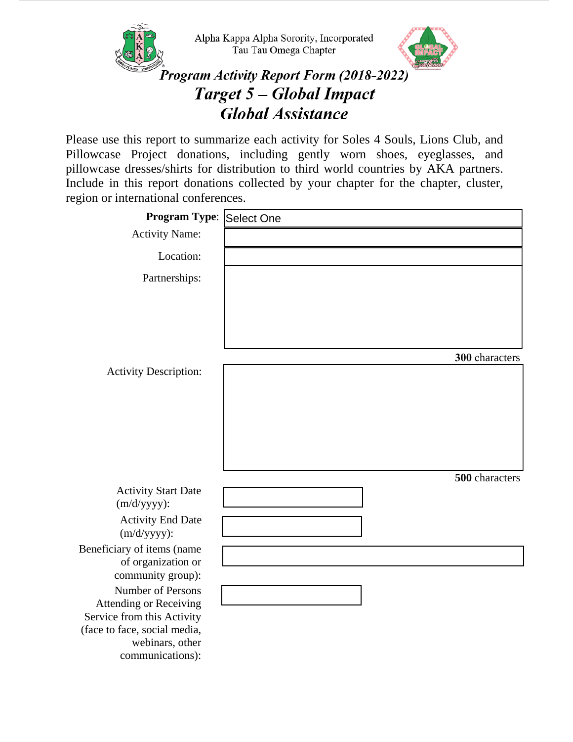Alpha Kappa Alpha Sorority, Incorporated
Tau Tau Omega Chapter

# *Program Activity Report Form (2018-2022)*

## *Target 5 – Global Impact*

## *Global Assistance*

Please use this report to summarize each activity for Soles 4 Souls, Lions Club, and Pillowcase Project donations, including gently worn shoes, eyeglasses, and pillowcase dresses/shirts for distribution to third world countries by AKA partners. Include in this report donations collected by your chapter for the chapter, cluster, region or international conferences.

**Program Type**: Select One

Activity Name:

Location:

Partnerships:

**300** characters

Activity Description:

**500** characters

Activity Start Date (m/d/yyyy):

Activity End Date (m/d/yyyy):

Beneficiary of items (name of organization or community group):

Number of Persons Attending or Receiving Service from this Activity (face to face, social media, webinars, other communications):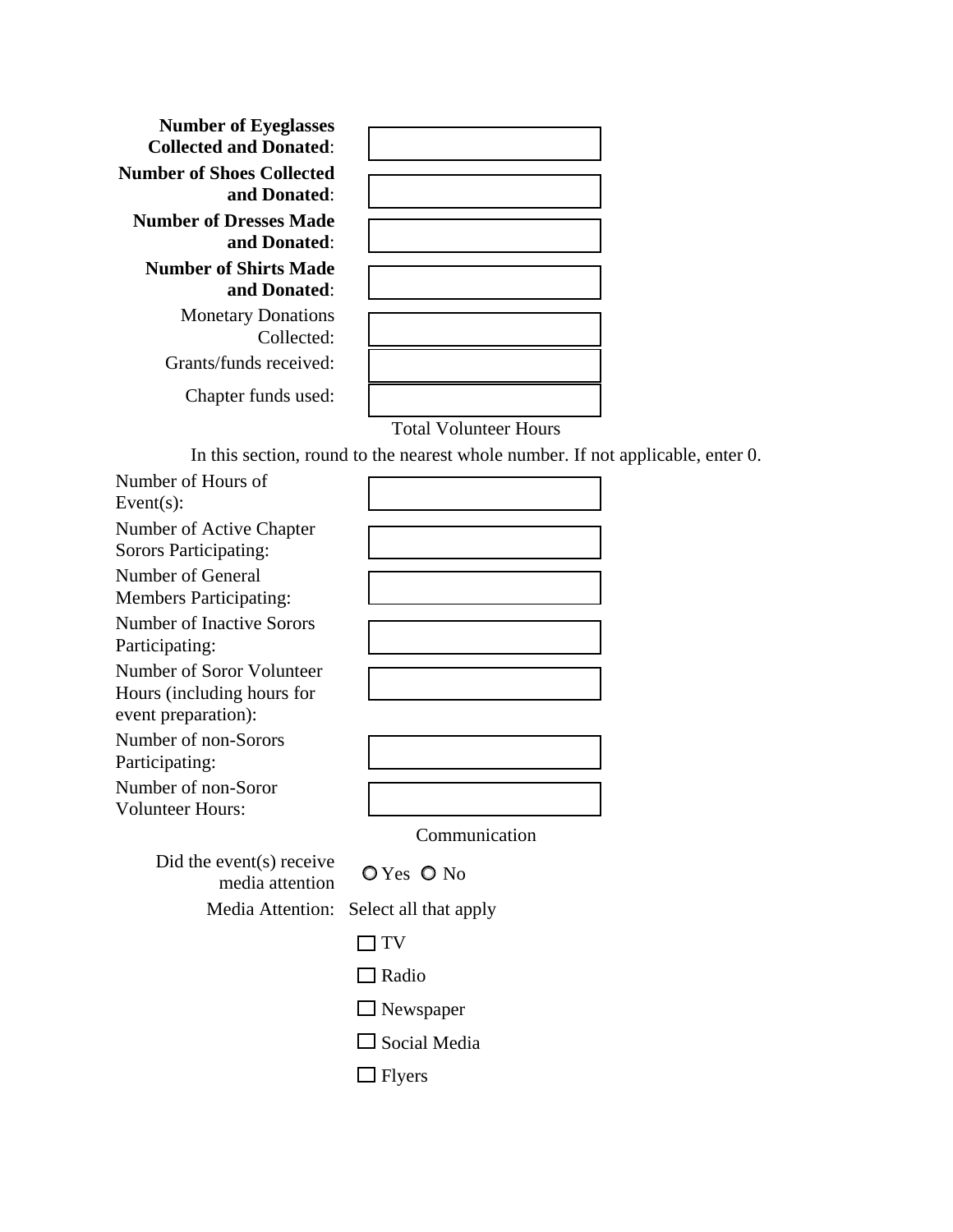**Number of Eyeglasses Collected and Donated**:

**Number of Shoes Collected and Donated**:

**Number of Dresses Made and Donated**:

**Number of Shirts Made and Donated**:

Monetary Donations Collected:

Grants/funds received:

Chapter funds used:

## Total Volunteer Hours

In this section, round to the nearest whole number. If not applicable, enter 0.

Number of Hours of Event(s):

Number of Active Chapter Sorors Participating:

Number of General Members Participating:

Number of Inactive Sorors Participating:

Number of Soror Volunteer Hours (including hours for event preparation):

Number of non-Sorors Participating:

Number of non-Soror Volunteer Hours:

## Communication

Did the event(s) receive media attention ○ Yes ○ No

Media Attention: Select all that apply

- ☐ TV
- ☐ Radio
- ☐ Newspaper
- ☐ Social Media
- ☐ Flyers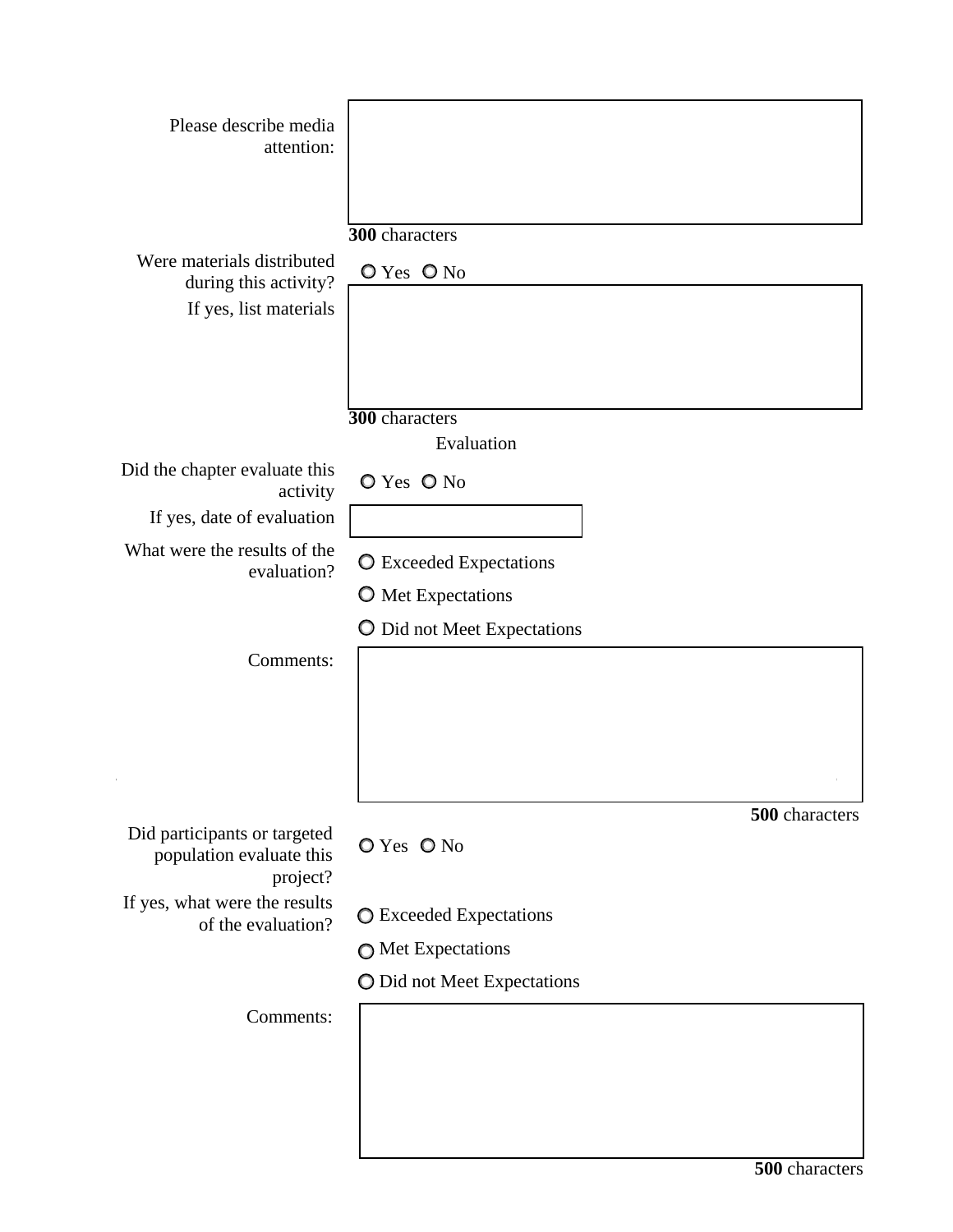Please describe media attention:

**300** characters

Were materials distributed during this activity?

○ Yes ○ No

If yes, list materials

**300** characters

Evaluation

Did the chapter evaluate this activity

○ Yes ○ No

If yes, date of evaluation

What were the results of the evaluation?

○ Exceeded Expectations

○ Met Expectations

○ Did not Meet Expectations

Comments:

**500** characters

Did participants or targeted population evaluate this project?

○ Yes ○ No

If yes, what were the results of the evaluation?

○ Exceeded Expectations

○ Met Expectations

○ Did not Meet Expectations

Comments:

**500** characters